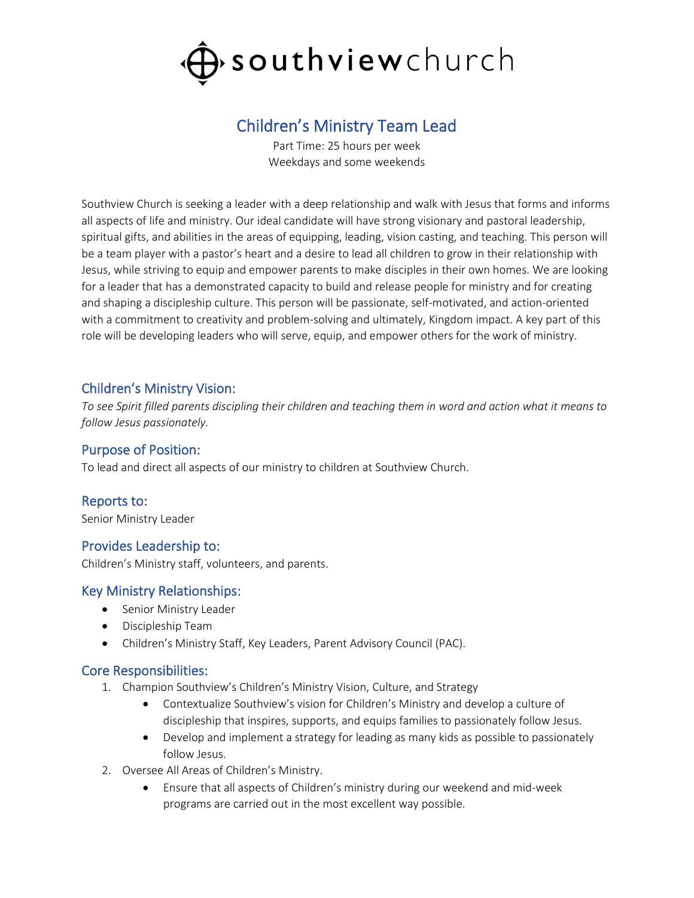# southviewchurch

## Children's Ministry Team Lead

Part Time: 25 hours per week
Weekdays and some weekends

Southview Church is seeking a leader with a deep relationship and walk with Jesus that forms and informs all aspects of life and ministry. Our ideal candidate will have strong visionary and pastoral leadership, spiritual gifts, and abilities in the areas of equipping, leading, vision casting, and teaching. This person will be a team player with a pastor's heart and a desire to lead all children to grow in their relationship with Jesus, while striving to equip and empower parents to make disciples in their own homes. We are looking for a leader that has a demonstrated capacity to build and release people for ministry and for creating and shaping a discipleship culture. This person will be passionate, self-motivated, and action-oriented with a commitment to creativity and problem-solving and ultimately, Kingdom impact. A key part of this role will be developing leaders who will serve, equip, and empower others for the work of ministry.

### Children's Ministry Vision:

*To see Spirit filled parents discipling their children and teaching them in word and action what it means to follow Jesus passionately.*

### Purpose of Position:

To lead and direct all aspects of our ministry to children at Southview Church.

### Reports to:

Senior Ministry Leader

### Provides Leadership to:

Children's Ministry staff, volunteers, and parents.

### Key Ministry Relationships:

- Senior Ministry Leader
- Discipleship Team
- Children's Ministry Staff, Key Leaders, Parent Advisory Council (PAC).

### Core Responsibilities:

1. Champion Southview's Children's Ministry Vision, Culture, and Strategy
    - Contextualize Southview's vision for Children's Ministry and develop a culture of discipleship that inspires, supports, and equips families to passionately follow Jesus.
    - Develop and implement a strategy for leading as many kids as possible to passionately follow Jesus.
2. Oversee All Areas of Children's Ministry.
    - Ensure that all aspects of Children's ministry during our weekend and mid-week programs are carried out in the most excellent way possible.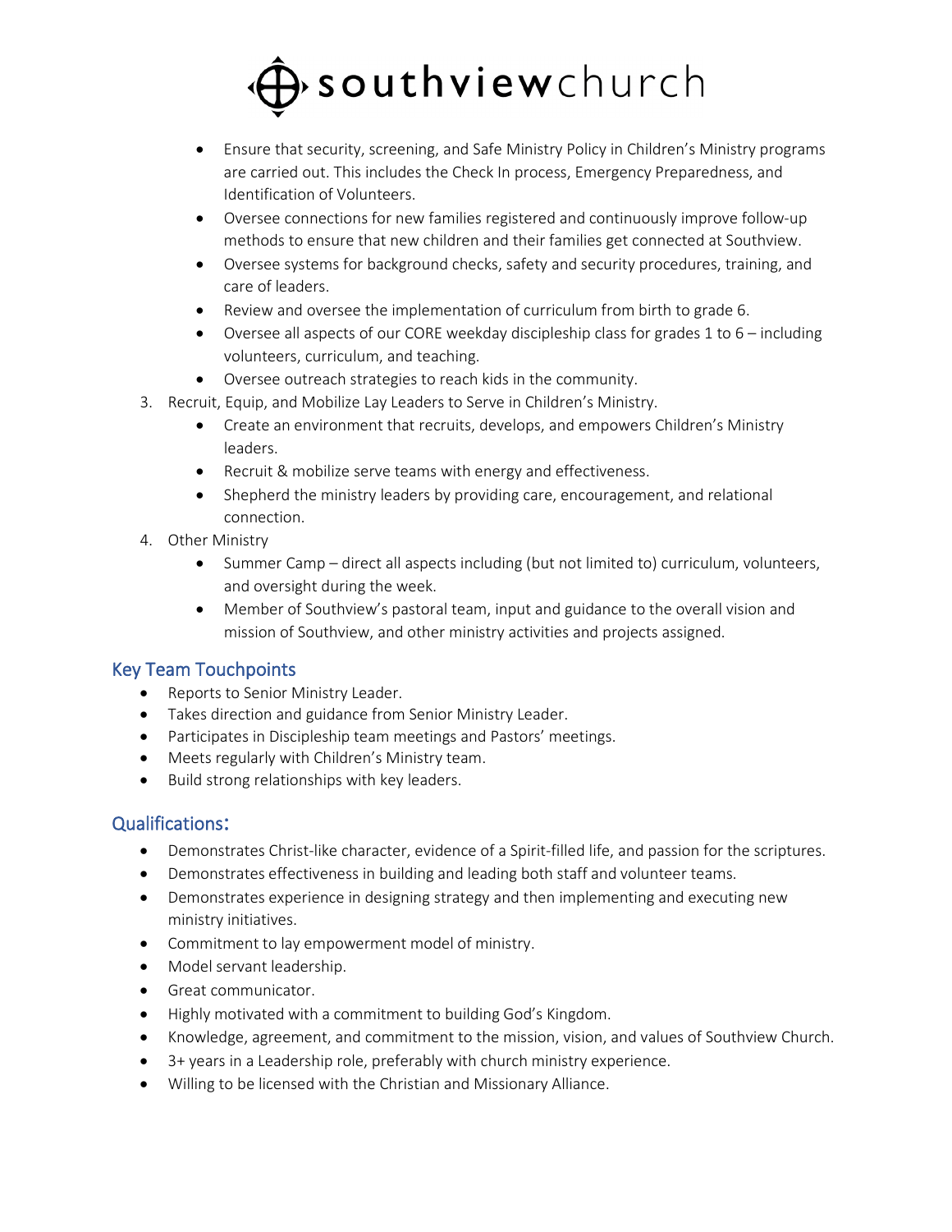- Ensure that security, screening, and Safe Ministry Policy in Children's Ministry programs are carried out. This includes the Check In process, Emergency Preparedness, and Identification of Volunteers.
- Oversee connections for new families registered and continuously improve follow-up methods to ensure that new children and their families get connected at Southview.
- Oversee systems for background checks, safety and security procedures, training, and care of leaders.
- Review and oversee the implementation of curriculum from birth to grade 6.
- Oversee all aspects of our CORE weekday discipleship class for grades 1 to 6 – including volunteers, curriculum, and teaching.
- Oversee outreach strategies to reach kids in the community.

3. Recruit, Equip, and Mobilize Lay Leaders to Serve in Children's Ministry.
    - Create an environment that recruits, develops, and empowers Children's Ministry leaders.
    - Recruit & mobilize serve teams with energy and effectiveness.
    - Shepherd the ministry leaders by providing care, encouragement, and relational connection.
4. Other Ministry
    - Summer Camp – direct all aspects including (but not limited to) curriculum, volunteers, and oversight during the week.
    - Member of Southview's pastoral team, input and guidance to the overall vision and mission of Southview, and other ministry activities and projects assigned.

## Key Team Touchpoints

- Reports to Senior Ministry Leader.
- Takes direction and guidance from Senior Ministry Leader.
- Participates in Discipleship team meetings and Pastors' meetings.
- Meets regularly with Children's Ministry team.
- Build strong relationships with key leaders.

## Qualifications:

- Demonstrates Christ-like character, evidence of a Spirit-filled life, and passion for the scriptures.
- Demonstrates effectiveness in building and leading both staff and volunteer teams.
- Demonstrates experience in designing strategy and then implementing and executing new ministry initiatives.
- Commitment to lay empowerment model of ministry.
- Model servant leadership.
- Great communicator.
- Highly motivated with a commitment to building God's Kingdom.
- Knowledge, agreement, and commitment to the mission, vision, and values of Southview Church.
- 3+ years in a Leadership role, preferably with church ministry experience.
- Willing to be licensed with the Christian and Missionary Alliance.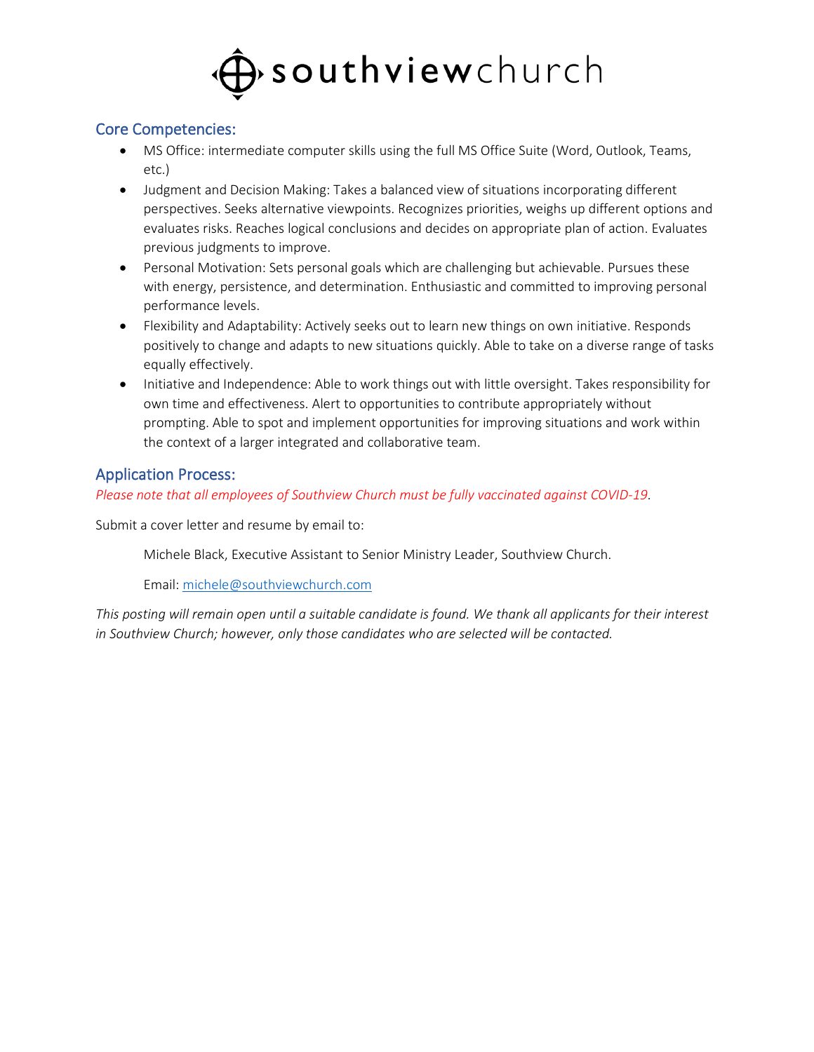## Core Competencies:

- MS Office: intermediate computer skills using the full MS Office Suite (Word, Outlook, Teams, etc.)
- Judgment and Decision Making: Takes a balanced view of situations incorporating different perspectives. Seeks alternative viewpoints. Recognizes priorities, weighs up different options and evaluates risks. Reaches logical conclusions and decides on appropriate plan of action. Evaluates previous judgments to improve.
- Personal Motivation: Sets personal goals which are challenging but achievable. Pursues these with energy, persistence, and determination. Enthusiastic and committed to improving personal performance levels.
- Flexibility and Adaptability: Actively seeks out to learn new things on own initiative. Responds positively to change and adapts to new situations quickly. Able to take on a diverse range of tasks equally effectively.
- Initiative and Independence: Able to work things out with little oversight. Takes responsibility for own time and effectiveness. Alert to opportunities to contribute appropriately without prompting. Able to spot and implement opportunities for improving situations and work within the context of a larger integrated and collaborative team.

## Application Process:

*Please note that all employees of Southview Church must be fully vaccinated against COVID-19*.

Submit a cover letter and resume by email to:

Michele Black, Executive Assistant to Senior Ministry Leader, Southview Church.

Email: michele@southviewchurch.com

*This posting will remain open until a suitable candidate is found. We thank all applicants for their interest in Southview Church; however, only those candidates who are selected will be contacted.*